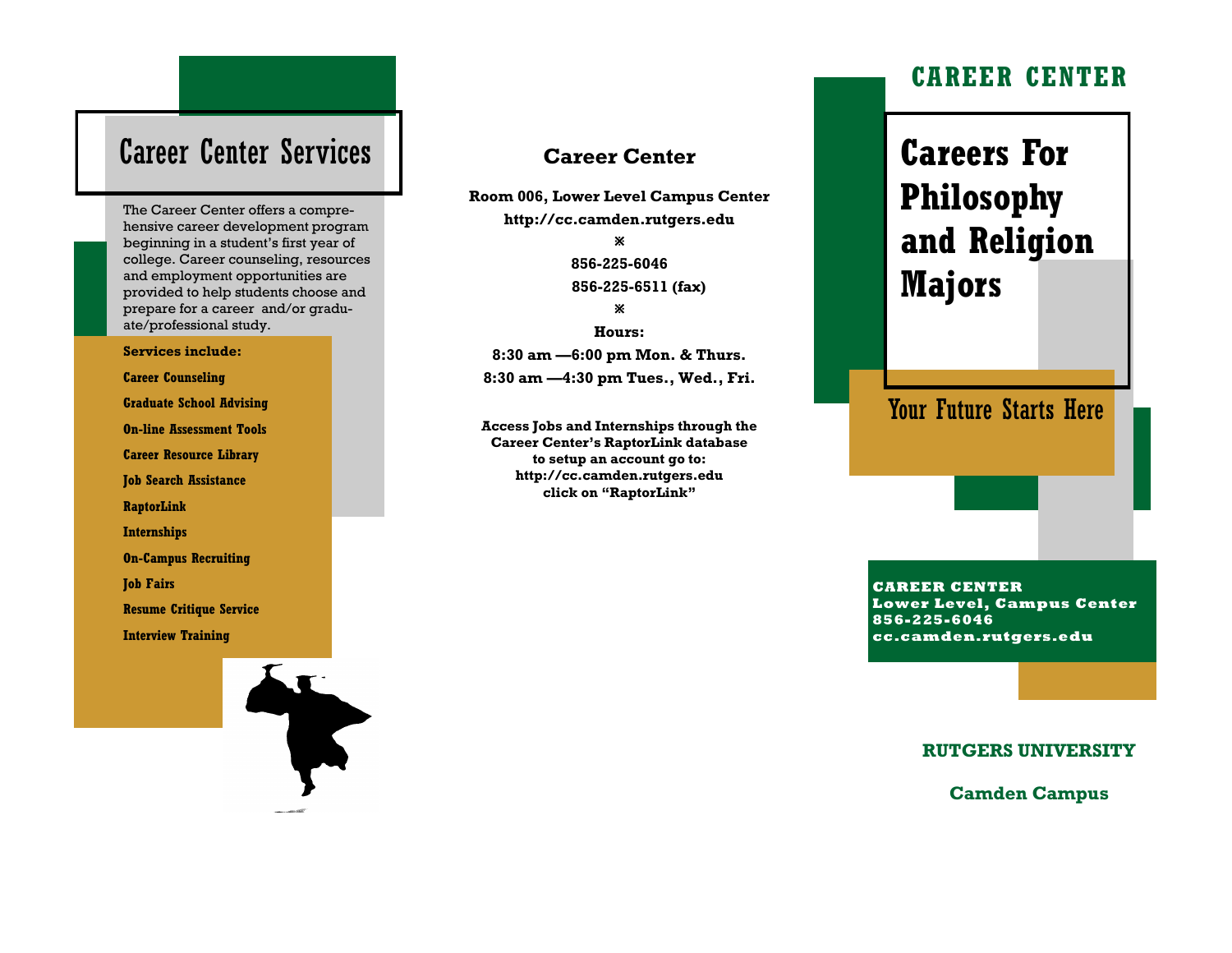## Career Center Services

The Career Center offers a comprehensive career development program beginning in a student's first year of college. Career counseling, resources and employment opportunities are provided to help students choose and prepare for a career and/or graduate/professional study.

**Services include:**

- **Career Counseling**
- **Graduate School Advising**
- **On-line Assessment Tools**
- **Career Resource Library**
- **Job Search Assistance**
- **RaptorLink**
- **Internships**
- **On-Campus Recruiting**
- **Job Fairs**
- **Resume Critique Service**
- **Interview Training**

## Career Center

**Room 006, Lower Level Campus Center**
**http://cc.camden.rutgers.edu**

※

**856-225-6046**
**856-225-6511 (fax)**

※

**Hours:**
**8:30 am —6:00 pm Mon. & Thurs.**
**8:30 am —4:30 pm Tues., Wed., Fri.**

**Access Jobs and Internships through the Career Center's RaptorLink database to setup an account go to: http://cc.camden.rutgers.edu click on "RaptorLink"**

## CAREER CENTER

# Careers For Philosophy and Religion Majors

Your Future Starts Here

**CAREER CENTER**
**Lower Level, Campus Center**
**856-225-6046**
**cc.camden.rutgers.edu**

**RUTGERS UNIVERSITY**

**Camden Campus**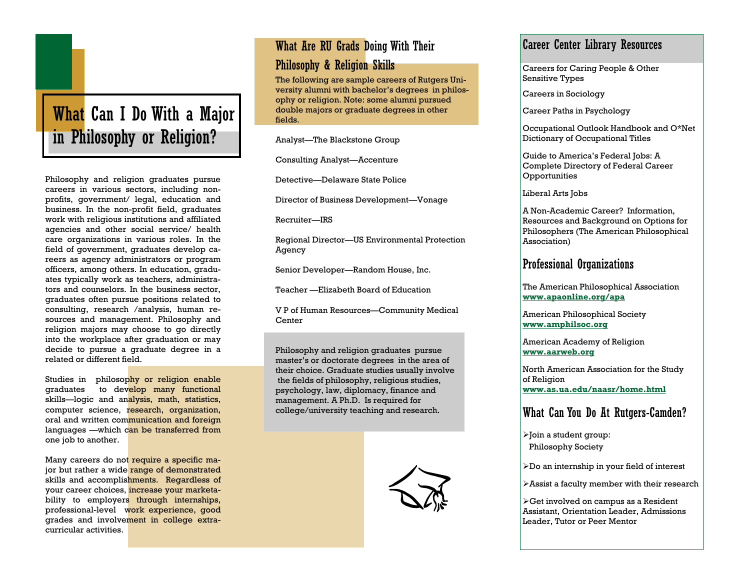# What Can I Do With a Major in Philosophy or Religion?

Philosophy and religion graduates pursue careers in various sectors, including non-profits, government/ legal, education and business. In the non-profit field, graduates work with religious institutions and affiliated agencies and other social service/ health care organizations in various roles. In the field of government, graduates develop careers as agency administrators or program officers, among others. In education, graduates typically work as teachers, administrators and counselors. In the business sector, graduates often pursue positions related to consulting, research /analysis, human resources and management. Philosophy and religion majors may choose to go directly into the workplace after graduation or may decide to pursue a graduate degree in a related or different field.

Studies in philosophy or religion enable graduates to develop many functional skills—logic and analysis, math, statistics, computer science, research, organization, oral and written communication and foreign languages —which can be transferred from one job to another.

Many careers do not require a specific major but rather a wide range of demonstrated skills and accomplishments. Regardless of your career choices, increase your marketability to employers through internships, professional-level work experience, good grades and involvement in college extracurricular activities.

## What Are RU Grads Doing With Their Philosophy & Religion Skills

The following are sample careers of Rutgers University alumni with bachelor's degrees in philosophy or religion. Note: some alumni pursued double majors or graduate degrees in other fields.

Analyst—The Blackstone Group

Consulting Analyst—Accenture

Detective—Delaware State Police

Director of Business Development—Vonage

Recruiter—IRS

Regional Director—US Environmental Protection Agency

Senior Developer—Random House, Inc.

Teacher —Elizabeth Board of Education

V P of Human Resources—Community Medical Center

Philosophy and religion graduates pursue master's or doctorate degrees in the area of their choice. Graduate studies usually involve the fields of philosophy, religious studies, psychology, law, diplomacy, finance and management. A Ph.D. Is required for college/university teaching and research.

## Career Center Library Resources

Careers for Caring People & Other Sensitive Types

Careers in Sociology

Career Paths in Psychology

Occupational Outlook Handbook and O*Net Dictionary of Occupational Titles

Guide to America's Federal Jobs: A Complete Directory of Federal Career Opportunities

Liberal Arts Jobs

A Non-Academic Career? Information, Resources and Background on Options for Philosophers (The American Philosophical Association)

## Professional Organizations

The American Philosophical Association
**www.apaonline.org/apa**

American Philosophical Society
**www.amphilsoc.org**

American Academy of Religion
**www.aarweb.org**

North American Association for the Study of Religion
**www.as.ua.edu/naasr/home.html**

## What Can You Do At Rutgers-Camden?

- Join a student group: Philosophy Society
- Do an internship in your field of interest
- Assist a faculty member with their research
- Get involved on campus as a Resident Assistant, Orientation Leader, Admissions Leader, Tutor or Peer Mentor